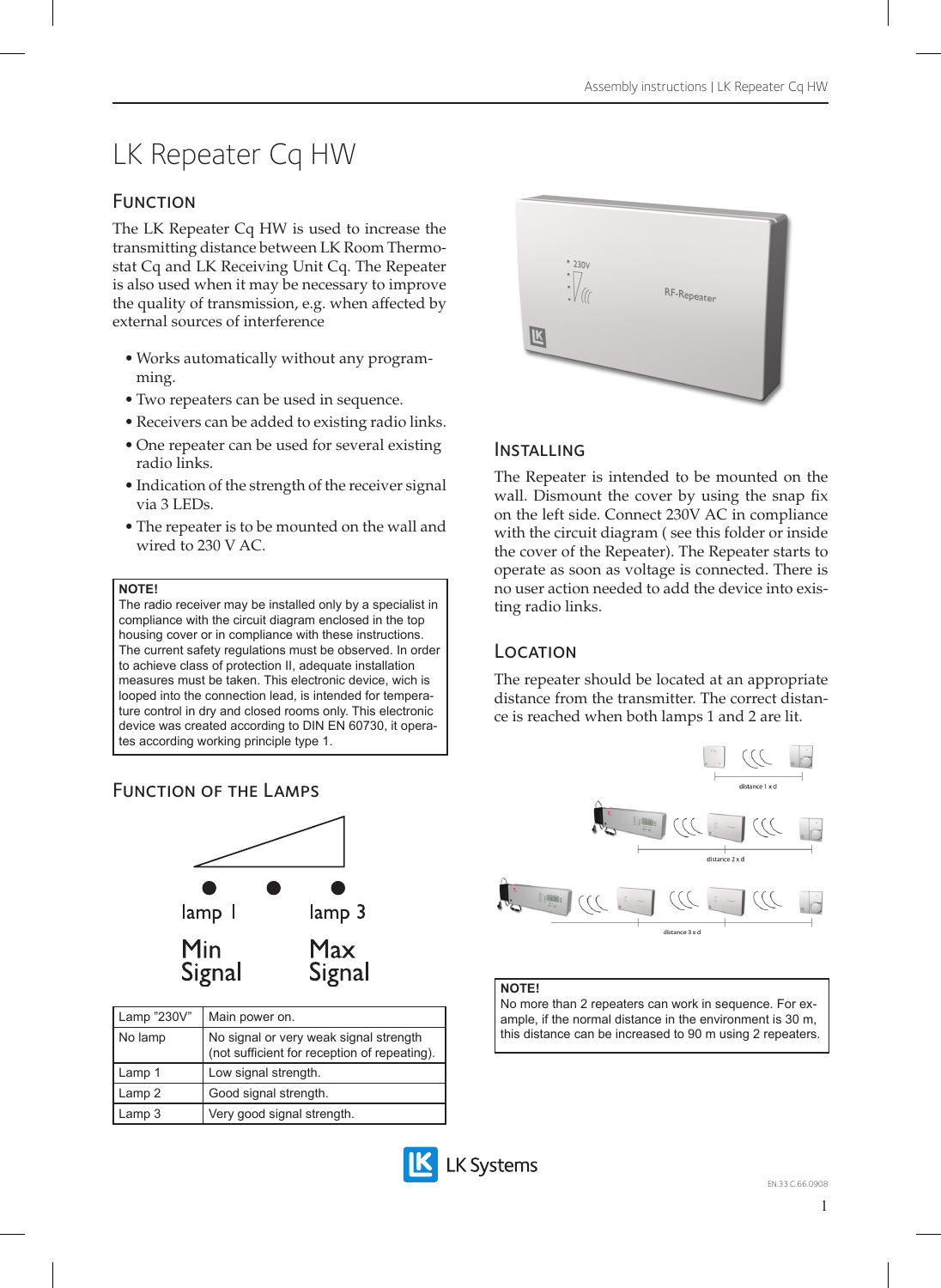# LK Repeater Cq HW

## Function

The LK Repeater Cq HW is used to increase the transmitting distance between LK Room Thermostat Cq and LK Receiving Unit Cq. The Repeater is also used when it may be necessary to improve the quality of transmission, e.g. when affected by external sources of interference

- Works automatically without any programming.
- Two repeaters can be used in sequence.
- Receivers can be added to existing radio links.
- One repeater can be used for several existing radio links.
- Indication of the strength of the receiver signal via 3 LEDs.
- The repeater is to be mounted on the wall and wired to 230 V AC.

**NOTE!**
The radio receiver may be installed only by a specialist in compliance with the circuit diagram enclosed in the top housing cover or in compliance with these instructions. The current safety regulations must be observed. In order to achieve class of protection II, adequate installation measures must be taken. This electronic device, wich is looped into the connection lead, is intended for temperature control in dry and closed rooms only. This electronic device was created according to DIN EN 60730, it operates according working principle type 1.

## Function of the Lamps

lamp 1 — Min Signal

lamp 3 — Max Signal

| Lamp "230V" | Main power on. |
|---|---|
| No lamp | No signal or very weak signal strength (not sufficient for reception of repeating). |
| Lamp 1 | Low signal strength. |
| Lamp 2 | Good signal strength. |
| Lamp 3 | Very good signal strength. |

## Installing

The Repeater is intended to be mounted on the wall. Dismount the cover by using the snap fix on the left side. Connect 230V AC in compliance with the circuit diagram ( see this folder or inside the cover of the Repeater). The Repeater starts to operate as soon as voltage is connected. There is no user action needed to add the device into existing radio links.

## Location

The repeater should be located at an appropriate distance from the transmitter. The correct distance is reached when both lamps 1 and 2 are lit.

distance 1 x d

distance 2 x d

distance 3 x d

**NOTE!**
No more than 2 repeaters can work in sequence. For example, if the normal distance in the environment is 30 m, this distance can be increased to 90 m using 2 repeaters.

EN.33.C.66.0908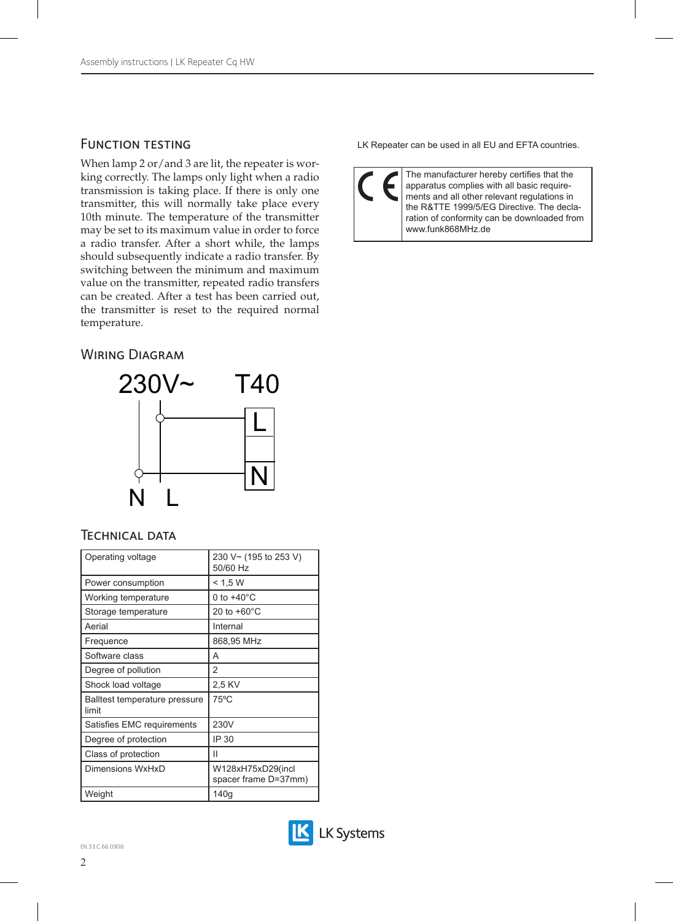## Function testing

When lamp 2 or/and 3 are lit, the repeater is working correctly. The lamps only light when a radio transmission is taking place. If there is only one transmitter, this will normally take place every 10th minute. The temperature of the transmitter may be set to its maximum value in order to force a radio transfer. After a short while, the lamps should subsequently indicate a radio transfer. By switching between the minimum and maximum value on the transmitter, repeated radio transfers can be created. After a test has been carried out, the transmitter is reset to the required normal temperature.

## Wiring Diagram

230V~

T40

L

N

N L

## Technical data

| | |
|---|---|
| Operating voltage | 230 V~ (195 to 253 V) 50/60 Hz |
| Power consumption | < 1,5 W |
| Working temperature | 0 to +40°C |
| Storage temperature | 20 to +60°C |
| Aerial | Internal |
| Frequence | 868,95 MHz |
| Software class | A |
| Degree of pollution | 2 |
| Shock load voltage | 2,5 KV |
| Balltest temperature pressure limit | 75ºC |
| Satisfies EMC requirements | 230V |
| Degree of protection | IP 30 |
| Class of protection | II |
| Dimensions WxHxD | W128xH75xD29(incl spacer frame D=37mm) |
| Weight | 140g |

LK Repeater can be used in all EU and EFTA countries.

| | |
|---|---|
| CE | The manufacturer hereby certifies that the apparatus complies with all basic requirements and all other relevant regulations in the R&TTE 1999/5/EG Directive. The declaration of conformity can be downloaded from www.funk868MHz.de |

LK Systems

EN.33.C.66.0908